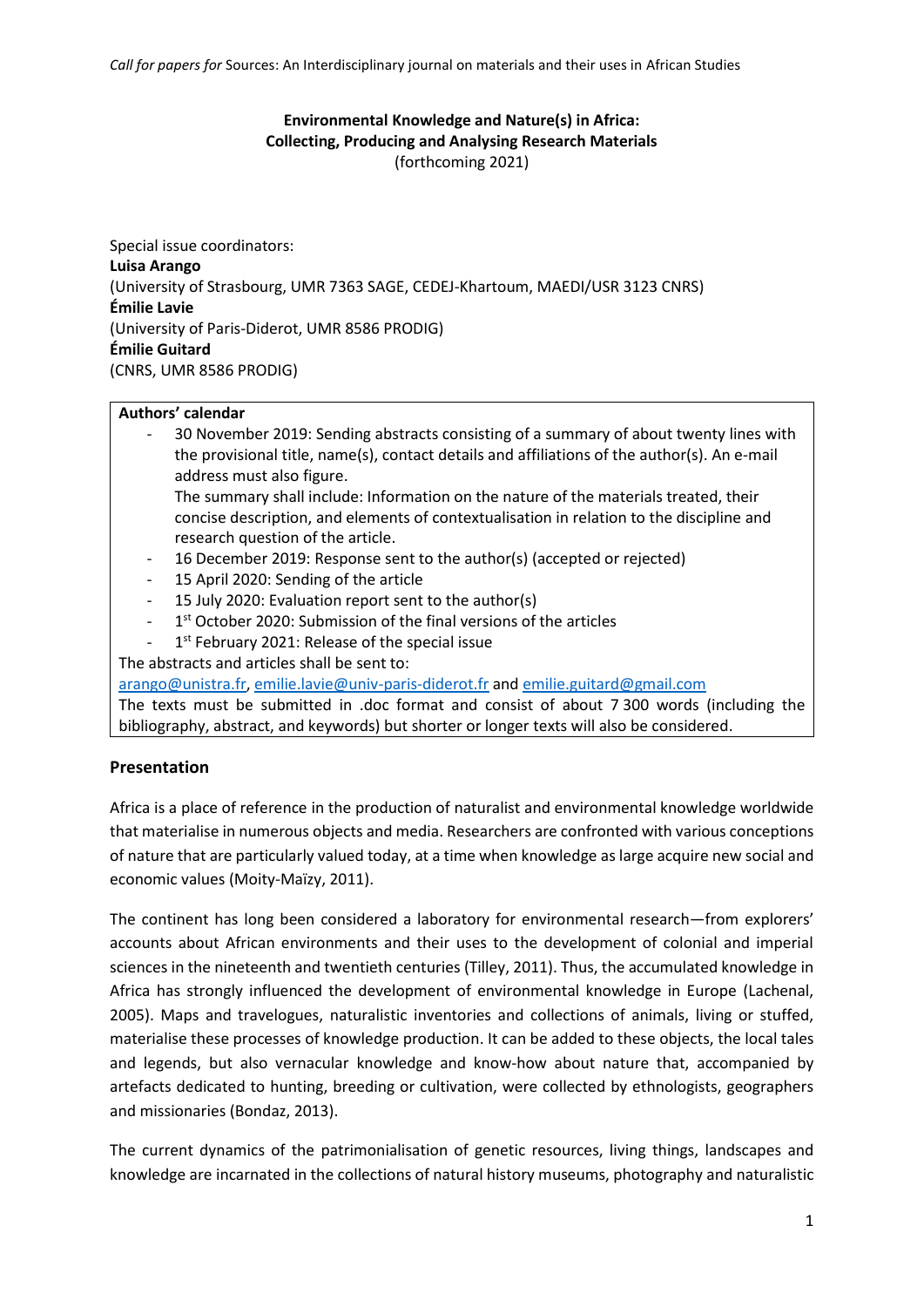*Call for papers for* Sources: An Interdisciplinary journal on materials and their uses in African Studies

**Environmental Knowledge and Nature(s) in Africa: Collecting, Producing and Analysing Research Materials**
(forthcoming 2021)

Special issue coordinators:
**Luisa Arango**
(University of Strasbourg, UMR 7363 SAGE, CEDEJ-Khartoum, MAEDI/USR 3123 CNRS)
**Émilie Lavie**
(University of Paris-Diderot, UMR 8586 PRODIG)
**Émilie Guitard**
(CNRS, UMR 8586 PRODIG)

**Authors' calendar**

- 30 November 2019: Sending abstracts consisting of a summary of about twenty lines with the provisional title, name(s), contact details and affiliations of the author(s). An e-mail address must also figure.
  The summary shall include: Information on the nature of the materials treated, their concise description, and elements of contextualisation in relation to the discipline and research question of the article.
- 16 December 2019: Response sent to the author(s) (accepted or rejected)
- 15 April 2020: Sending of the article
- 15 July 2020: Evaluation report sent to the author(s)
- 1st October 2020: Submission of the final versions of the articles
- 1st February 2021: Release of the special issue

The abstracts and articles shall be sent to:
arango@unistra.fr, emilie.lavie@univ-paris-diderot.fr and emilie.guitard@gmail.com
The texts must be submitted in .doc format and consist of about 7 300 words (including the bibliography, abstract, and keywords) but shorter or longer texts will also be considered.

## Presentation

Africa is a place of reference in the production of naturalist and environmental knowledge worldwide that materialise in numerous objects and media. Researchers are confronted with various conceptions of nature that are particularly valued today, at a time when knowledge as large acquire new social and economic values (Moity-Maïzy, 2011).

The continent has long been considered a laboratory for environmental research—from explorers' accounts about African environments and their uses to the development of colonial and imperial sciences in the nineteenth and twentieth centuries (Tilley, 2011). Thus, the accumulated knowledge in Africa has strongly influenced the development of environmental knowledge in Europe (Lachenal, 2005). Maps and travelogues, naturalistic inventories and collections of animals, living or stuffed, materialise these processes of knowledge production. It can be added to these objects, the local tales and legends, but also vernacular knowledge and know-how about nature that, accompanied by artefacts dedicated to hunting, breeding or cultivation, were collected by ethnologists, geographers and missionaries (Bondaz, 2013).

The current dynamics of the patrimonialisation of genetic resources, living things, landscapes and knowledge are incarnated in the collections of natural history museums, photography and naturalistic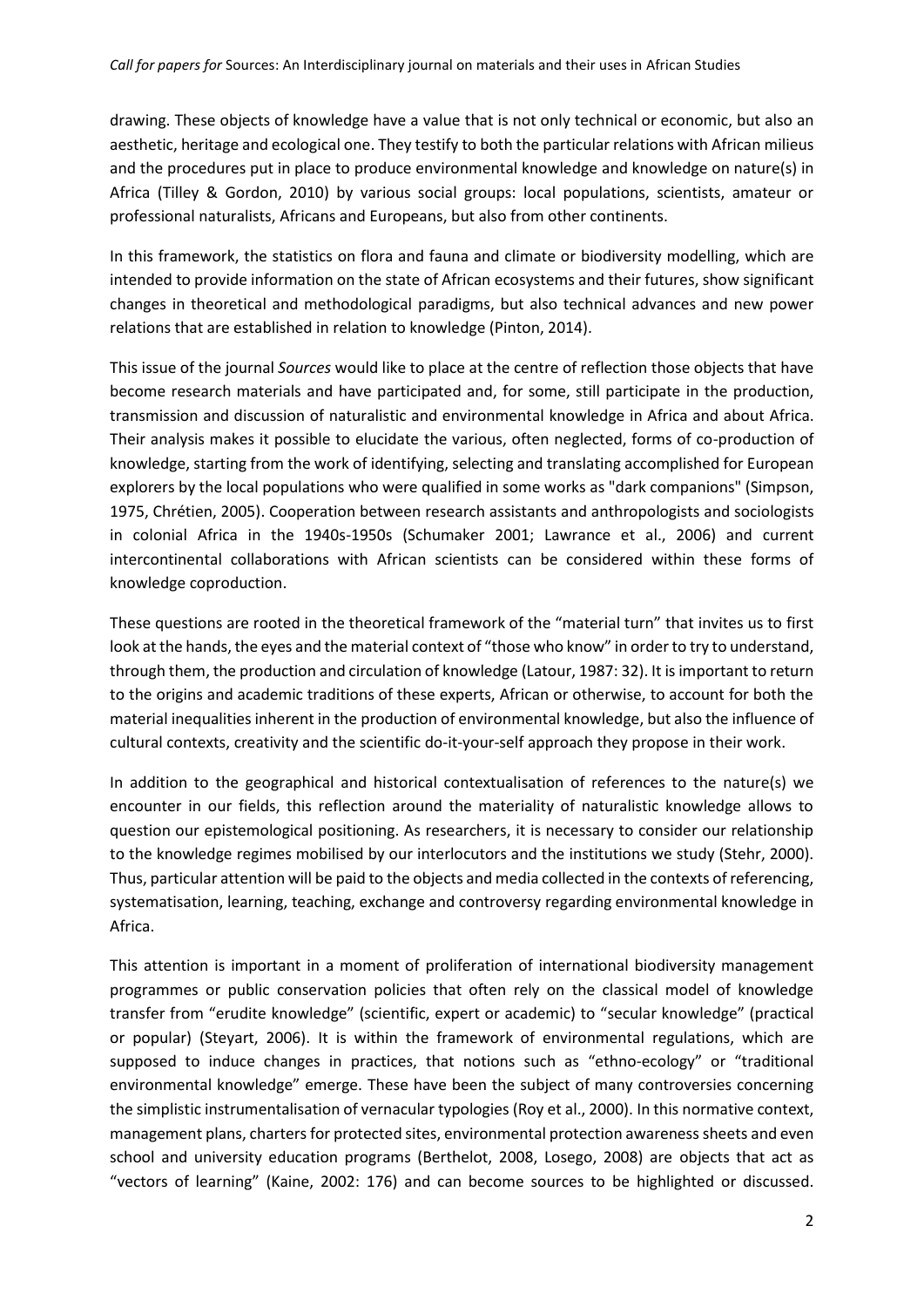drawing. These objects of knowledge have a value that is not only technical or economic, but also an aesthetic, heritage and ecological one. They testify to both the particular relations with African milieus and the procedures put in place to produce environmental knowledge and knowledge on nature(s) in Africa (Tilley & Gordon, 2010) by various social groups: local populations, scientists, amateur or professional naturalists, Africans and Europeans, but also from other continents.

In this framework, the statistics on flora and fauna and climate or biodiversity modelling, which are intended to provide information on the state of African ecosystems and their futures, show significant changes in theoretical and methodological paradigms, but also technical advances and new power relations that are established in relation to knowledge (Pinton, 2014).

This issue of the journal *Sources* would like to place at the centre of reflection those objects that have become research materials and have participated and, for some, still participate in the production, transmission and discussion of naturalistic and environmental knowledge in Africa and about Africa. Their analysis makes it possible to elucidate the various, often neglected, forms of co-production of knowledge, starting from the work of identifying, selecting and translating accomplished for European explorers by the local populations who were qualified in some works as "dark companions" (Simpson, 1975, Chrétien, 2005). Cooperation between research assistants and anthropologists and sociologists in colonial Africa in the 1940s-1950s (Schumaker 2001; Lawrance et al., 2006) and current intercontinental collaborations with African scientists can be considered within these forms of knowledge coproduction.

These questions are rooted in the theoretical framework of the "material turn" that invites us to first look at the hands, the eyes and the material context of "those who know" in order to try to understand, through them, the production and circulation of knowledge (Latour, 1987: 32). It is important to return to the origins and academic traditions of these experts, African or otherwise, to account for both the material inequalities inherent in the production of environmental knowledge, but also the influence of cultural contexts, creativity and the scientific do-it-your-self approach they propose in their work.

In addition to the geographical and historical contextualisation of references to the nature(s) we encounter in our fields, this reflection around the materiality of naturalistic knowledge allows to question our epistemological positioning. As researchers, it is necessary to consider our relationship to the knowledge regimes mobilised by our interlocutors and the institutions we study (Stehr, 2000). Thus, particular attention will be paid to the objects and media collected in the contexts of referencing, systematisation, learning, teaching, exchange and controversy regarding environmental knowledge in Africa.

This attention is important in a moment of proliferation of international biodiversity management programmes or public conservation policies that often rely on the classical model of knowledge transfer from "erudite knowledge" (scientific, expert or academic) to "secular knowledge" (practical or popular) (Steyart, 2006). It is within the framework of environmental regulations, which are supposed to induce changes in practices, that notions such as "ethno-ecology" or "traditional environmental knowledge" emerge. These have been the subject of many controversies concerning the simplistic instrumentalisation of vernacular typologies (Roy et al., 2000). In this normative context, management plans, charters for protected sites, environmental protection awareness sheets and even school and university education programs (Berthelot, 2008, Losego, 2008) are objects that act as "vectors of learning" (Kaine, 2002: 176) and can become sources to be highlighted or discussed.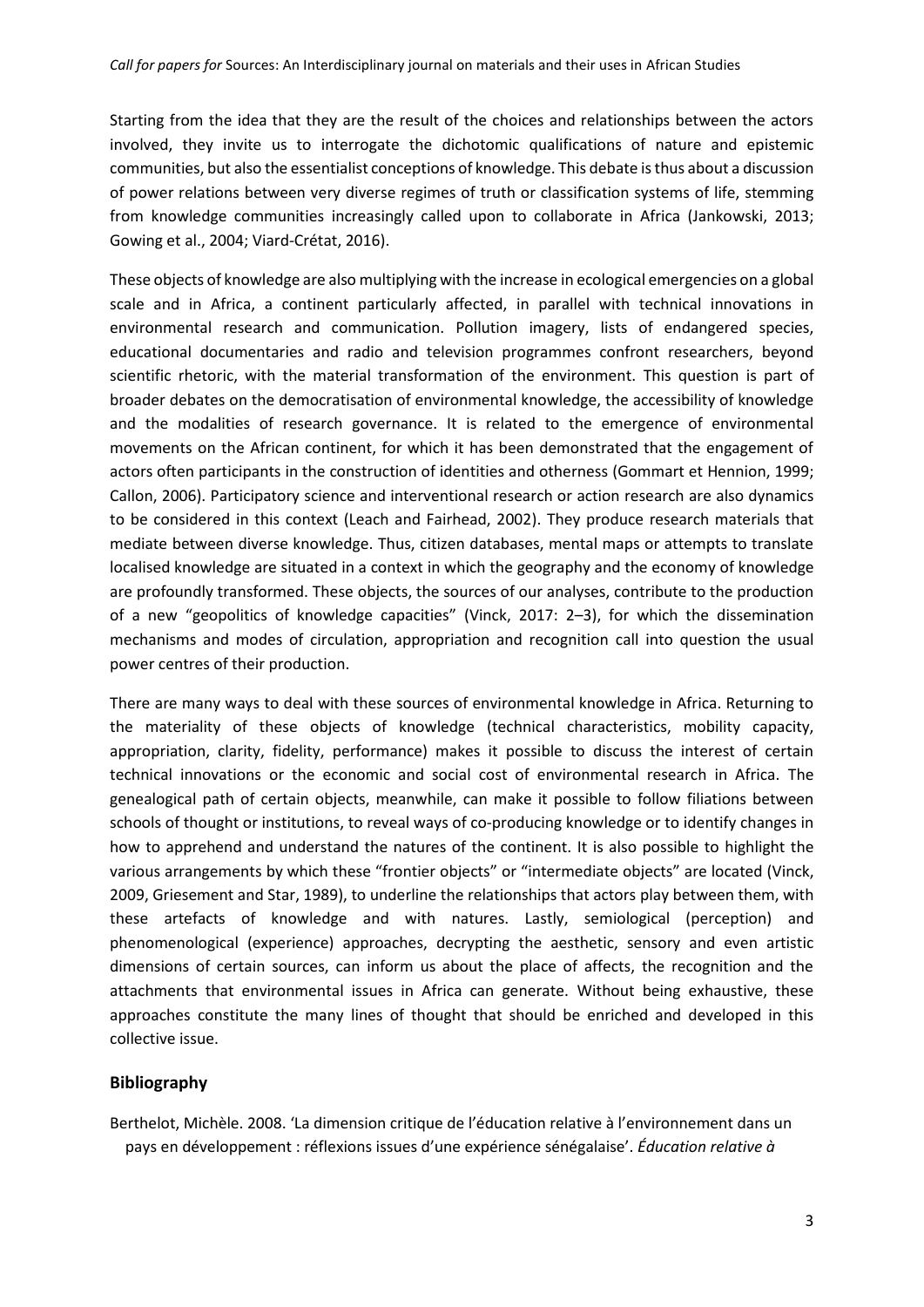Starting from the idea that they are the result of the choices and relationships between the actors involved, they invite us to interrogate the dichotomic qualifications of nature and epistemic communities, but also the essentialist conceptions of knowledge. This debate is thus about a discussion of power relations between very diverse regimes of truth or classification systems of life, stemming from knowledge communities increasingly called upon to collaborate in Africa (Jankowski, 2013; Gowing et al., 2004; Viard-Crétat, 2016).

These objects of knowledge are also multiplying with the increase in ecological emergencies on a global scale and in Africa, a continent particularly affected, in parallel with technical innovations in environmental research and communication. Pollution imagery, lists of endangered species, educational documentaries and radio and television programmes confront researchers, beyond scientific rhetoric, with the material transformation of the environment. This question is part of broader debates on the democratisation of environmental knowledge, the accessibility of knowledge and the modalities of research governance. It is related to the emergence of environmental movements on the African continent, for which it has been demonstrated that the engagement of actors often participants in the construction of identities and otherness (Gommart et Hennion, 1999; Callon, 2006). Participatory science and interventional research or action research are also dynamics to be considered in this context (Leach and Fairhead, 2002). They produce research materials that mediate between diverse knowledge. Thus, citizen databases, mental maps or attempts to translate localised knowledge are situated in a context in which the geography and the economy of knowledge are profoundly transformed. These objects, the sources of our analyses, contribute to the production of a new "geopolitics of knowledge capacities" (Vinck, 2017: 2–3), for which the dissemination mechanisms and modes of circulation, appropriation and recognition call into question the usual power centres of their production.

There are many ways to deal with these sources of environmental knowledge in Africa. Returning to the materiality of these objects of knowledge (technical characteristics, mobility capacity, appropriation, clarity, fidelity, performance) makes it possible to discuss the interest of certain technical innovations or the economic and social cost of environmental research in Africa. The genealogical path of certain objects, meanwhile, can make it possible to follow filiations between schools of thought or institutions, to reveal ways of co-producing knowledge or to identify changes in how to apprehend and understand the natures of the continent. It is also possible to highlight the various arrangements by which these "frontier objects" or "intermediate objects" are located (Vinck, 2009, Griesement and Star, 1989), to underline the relationships that actors play between them, with these artefacts of knowledge and with natures. Lastly, semiological (perception) and phenomenological (experience) approaches, decrypting the aesthetic, sensory and even artistic dimensions of certain sources, can inform us about the place of affects, the recognition and the attachments that environmental issues in Africa can generate. Without being exhaustive, these approaches constitute the many lines of thought that should be enriched and developed in this collective issue.

## Bibliography

Berthelot, Michèle. 2008. 'La dimension critique de l'éducation relative à l'environnement dans un pays en développement : réflexions issues d'une expérience sénégalaise'. *Éducation relative à*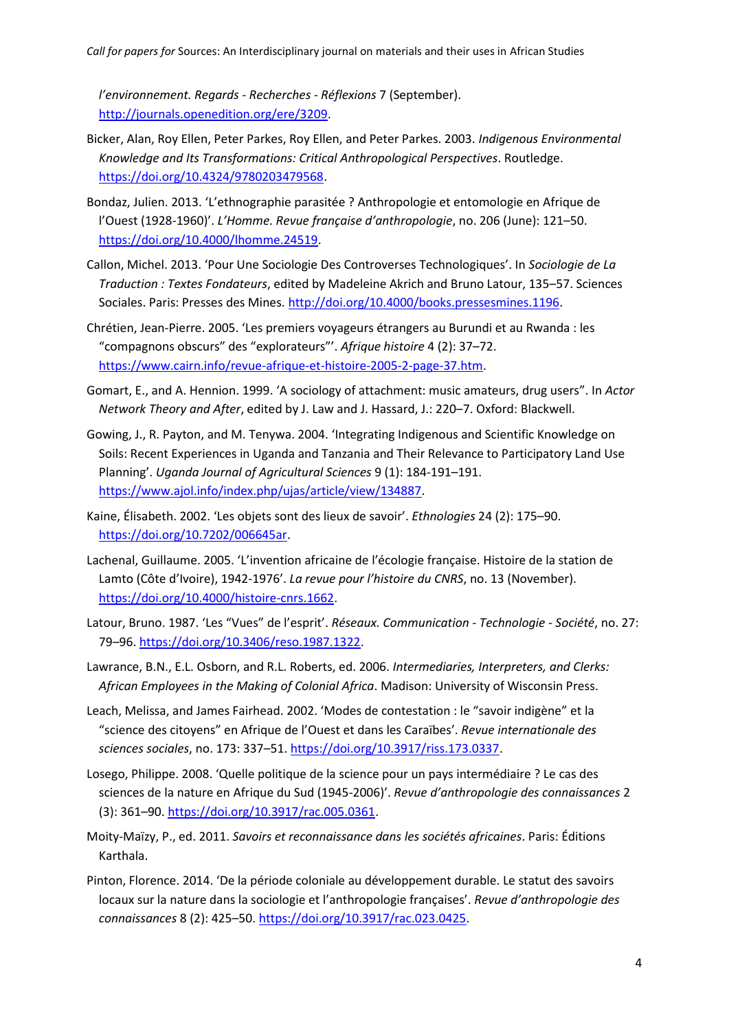*l'environnement. Regards - Recherches - Réflexions* 7 (September). http://journals.openedition.org/ere/3209.

Bicker, Alan, Roy Ellen, Peter Parkes, Roy Ellen, and Peter Parkes. 2003. *Indigenous Environmental Knowledge and Its Transformations: Critical Anthropological Perspectives*. Routledge. https://doi.org/10.4324/9780203479568.

Bondaz, Julien. 2013. 'L'ethnographie parasitée ? Anthropologie et entomologie en Afrique de l'Ouest (1928-1960)'. *L'Homme. Revue française d'anthropologie*, no. 206 (June): 121–50. https://doi.org/10.4000/lhomme.24519.

Callon, Michel. 2013. 'Pour Une Sociologie Des Controverses Technologiques'. In *Sociologie de La Traduction : Textes Fondateurs*, edited by Madeleine Akrich and Bruno Latour, 135–57. Sciences Sociales. Paris: Presses des Mines. http://doi.org/10.4000/books.pressesmines.1196.

Chrétien, Jean-Pierre. 2005. 'Les premiers voyageurs étrangers au Burundi et au Rwanda : les "compagnons obscurs" des "explorateurs"'. *Afrique histoire* 4 (2): 37–72. https://www.cairn.info/revue-afrique-et-histoire-2005-2-page-37.htm.

Gomart, E., and A. Hennion. 1999. 'A sociology of attachment: music amateurs, drug users". In *Actor Network Theory and After*, edited by J. Law and J. Hassard, J.: 220–7. Oxford: Blackwell.

Gowing, J., R. Payton, and M. Tenywa. 2004. 'Integrating Indigenous and Scientific Knowledge on Soils: Recent Experiences in Uganda and Tanzania and Their Relevance to Participatory Land Use Planning'. *Uganda Journal of Agricultural Sciences* 9 (1): 184-191–191. https://www.ajol.info/index.php/ujas/article/view/134887.

Kaine, Élisabeth. 2002. 'Les objets sont des lieux de savoir'. *Ethnologies* 24 (2): 175–90. https://doi.org/10.7202/006645ar.

Lachenal, Guillaume. 2005. 'L'invention africaine de l'écologie française. Histoire de la station de Lamto (Côte d'Ivoire), 1942-1976'. *La revue pour l'histoire du CNRS*, no. 13 (November). https://doi.org/10.4000/histoire-cnrs.1662.

Latour, Bruno. 1987. 'Les "Vues" de l'esprit'. *Réseaux. Communication - Technologie - Société*, no. 27: 79–96. https://doi.org/10.3406/reso.1987.1322.

Lawrance, B.N., E.L. Osborn, and R.L. Roberts, ed. 2006. *Intermediaries, Interpreters, and Clerks: African Employees in the Making of Colonial Africa*. Madison: University of Wisconsin Press.

Leach, Melissa, and James Fairhead. 2002. 'Modes de contestation : le "savoir indigène" et la "science des citoyens" en Afrique de l'Ouest et dans les Caraïbes'. *Revue internationale des sciences sociales*, no. 173: 337–51. https://doi.org/10.3917/riss.173.0337.

Losego, Philippe. 2008. 'Quelle politique de la science pour un pays intermédiaire ? Le cas des sciences de la nature en Afrique du Sud (1945-2006)'. *Revue d'anthropologie des connaissances* 2 (3): 361–90. https://doi.org/10.3917/rac.005.0361.

Moity-Maïzy, P., ed. 2011. *Savoirs et reconnaissance dans les sociétés africaines*. Paris: Éditions Karthala.

Pinton, Florence. 2014. 'De la période coloniale au développement durable. Le statut des savoirs locaux sur la nature dans la sociologie et l'anthropologie françaises'. *Revue d'anthropologie des connaissances* 8 (2): 425–50. https://doi.org/10.3917/rac.023.0425.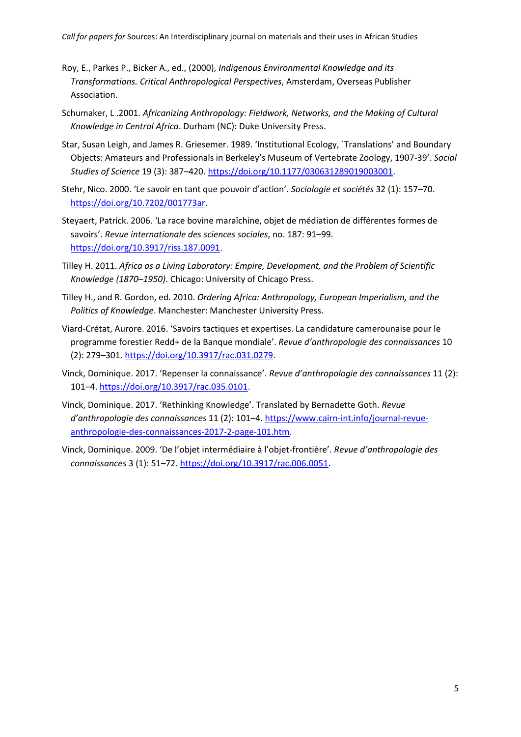Roy, E., Parkes P., Bicker A., ed., (2000), *Indigenous Environmental Knowledge and its Transformations. Critical Anthropological Perspectives*, Amsterdam, Overseas Publisher Association.

Schumaker, L .2001. *Africanizing Anthropology: Fieldwork, Networks, and the Making of Cultural Knowledge in Central Africa*. Durham (NC): Duke University Press.

Star, Susan Leigh, and James R. Griesemer. 1989. 'Institutional Ecology, `Translations' and Boundary Objects: Amateurs and Professionals in Berkeley's Museum of Vertebrate Zoology, 1907-39'. *Social Studies of Science* 19 (3): 387–420. https://doi.org/10.1177/030631289019003001.

Stehr, Nico. 2000. 'Le savoir en tant que pouvoir d'action'. *Sociologie et sociétés* 32 (1): 157–70. https://doi.org/10.7202/001773ar.

Steyaert, Patrick. 2006. 'La race bovine maraîchine, objet de médiation de différentes formes de savoirs'. *Revue internationale des sciences sociales*, no. 187: 91–99. https://doi.org/10.3917/riss.187.0091.

Tilley H. 2011. *Africa as a Living Laboratory: Empire, Development, and the Problem of Scientific Knowledge (1870–1950)*. Chicago: University of Chicago Press.

Tilley H., and R. Gordon, ed. 2010. *Ordering Africa: Anthropology, European Imperialism, and the Politics of Knowledge*. Manchester: Manchester University Press.

Viard-Crétat, Aurore. 2016. 'Savoirs tactiques et expertises. La candidature camerounaise pour le programme forestier Redd+ de la Banque mondiale'. *Revue d'anthropologie des connaissances* 10 (2): 279–301. https://doi.org/10.3917/rac.031.0279.

Vinck, Dominique. 2017. 'Repenser la connaissance'. *Revue d'anthropologie des connaissances* 11 (2): 101–4. https://doi.org/10.3917/rac.035.0101.

Vinck, Dominique. 2017. 'Rethinking Knowledge'. Translated by Bernadette Goth. *Revue d'anthropologie des connaissances* 11 (2): 101–4. https://www.cairn-int.info/journal-revue-anthropologie-des-connaissances-2017-2-page-101.htm.

Vinck, Dominique. 2009. 'De l'objet intermédiaire à l'objet-frontière'. *Revue d'anthropologie des connaissances* 3 (1): 51–72. https://doi.org/10.3917/rac.006.0051.